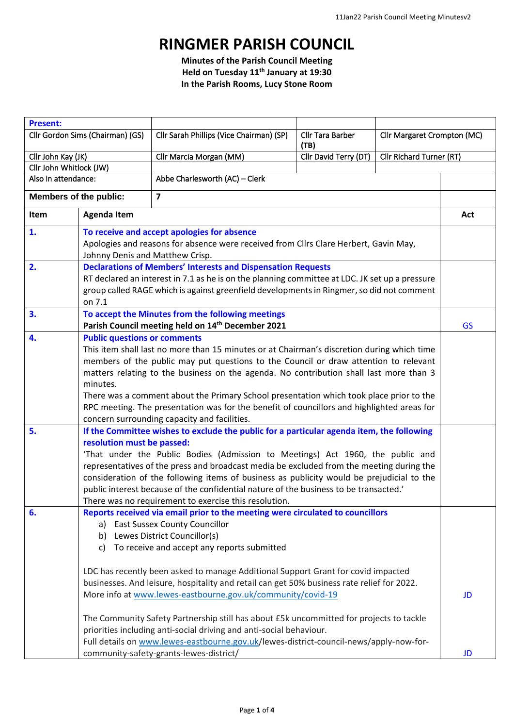// RINGMER PARISH COUNCIL

**Minutes of the Parish Council Meeting**
**Held on Tuesday 11th January at 19:30**
**In the Parish Rooms, Lucy Stone Room**

| **Present:** | | | |
|---|---|---|---|
| Cllr Gordon Sims (Chairman) (GS) | Cllr Sarah Phillips (Vice Chairman) (SP) | Cllr Tara Barber (TB) | Cllr Margaret Crompton (MC) |
| Cllr John Kay (JK) | Cllr Marcia Morgan (MM) | Cllr David Terry (DT) | Cllr Richard Turner (RT) |
| Cllr John Whitlock (JW) | | | |
| Also in attendance: | Abbe Charlesworth (AC) – Clerk | | |
| **Members of the public:** | **7** | | |

| Item | Agenda Item | Act |
|---|---|---|
| **1.** | **To receive and accept apologies for absence**<br>Apologies and reasons for absence were received from Cllrs Clare Herbert, Gavin May, Johnny Denis and Matthew Crisp. | |
| **2.** | **Declarations of Members' Interests and Dispensation Requests**<br>RT declared an interest in 7.1 as he is on the planning committee at LDC. JK set up a pressure group called RAGE which is against greenfield developments in Ringmer, so did not comment on 7.1 | |
| **3.** | **To accept the Minutes from the following meetings**<br>**Parish Council meeting held on 14th December 2021** | GS |
| **4.** | **Public questions or comments**<br>This item shall last no more than 15 minutes or at Chairman's discretion during which time members of the public may put questions to the Council or draw attention to relevant matters relating to the business on the agenda. No contribution shall last more than 3 minutes.<br>There was a comment about the Primary School presentation which took place prior to the RPC meeting. The presentation was for the benefit of councillors and highlighted areas for concern surrounding capacity and facilities. | |
| **5.** | **If the Committee wishes to exclude the public for a particular agenda item, the following resolution must be passed:**<br>'That under the Public Bodies (Admission to Meetings) Act 1960, the public and representatives of the press and broadcast media be excluded from the meeting during the consideration of the following items of business as publicity would be prejudicial to the public interest because of the confidential nature of the business to be transacted.'<br>There was no requirement to exercise this resolution. | |
| **6.** | **Reports received via email prior to the meeting were circulated to councillors**<br>a) East Sussex County Councillor<br>b) Lewes District Councillor(s)<br>c) To receive and accept any reports submitted<br><br>LDC has recently been asked to manage Additional Support Grant for covid impacted businesses. And leisure, hospitality and retail can get 50% business rate relief for 2022. More info at www.lewes-eastbourne.gov.uk/community/covid-19 | JD |
| | The Community Safety Partnership still has about £5k uncommitted for projects to tackle priorities including anti-social driving and anti-social behaviour.<br>Full details on www.lewes-eastbourne.gov.uk/lewes-district-council-news/apply-now-for-community-safety-grants-lewes-district/ | JD |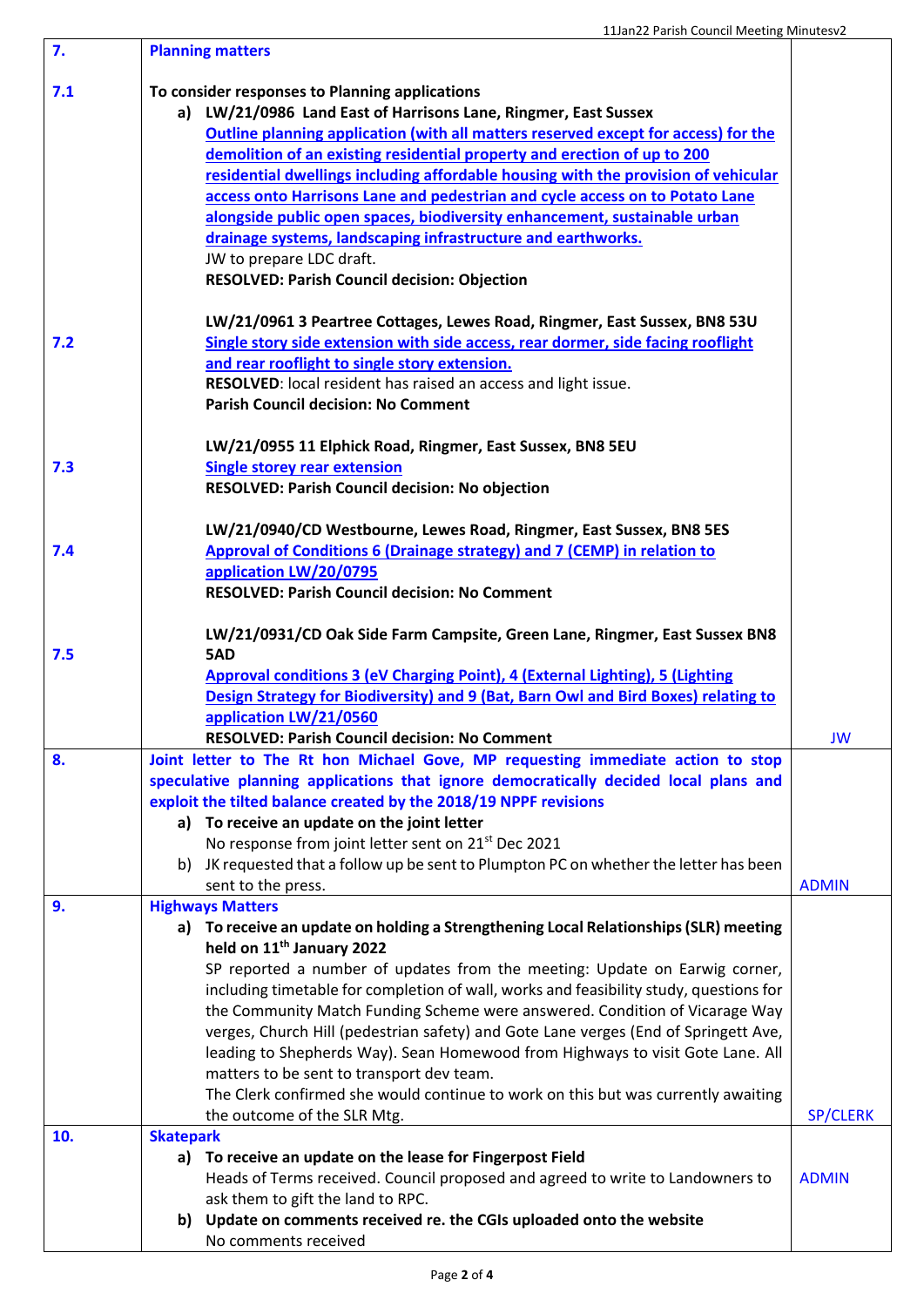| | | |
|---|---|---|
| **7.** | **Planning matters** | |
| **7.1** | **To consider responses to Planning applications**<br>**a) LW/21/0986 Land East of Harrisons Lane, Ringmer, East Sussex**<br>**Outline planning application (with all matters reserved except for access) for the demolition of an existing residential property and erection of up to 200 residential dwellings including affordable housing with the provision of vehicular access onto Harrisons Lane and pedestrian and cycle access on to Potato Lane alongside public open spaces, biodiversity enhancement, sustainable urban drainage systems, landscaping infrastructure and earthworks.**<br>JW to prepare LDC draft.<br>**RESOLVED: Parish Council decision: Objection** | |
| **7.2** | **LW/21/0961 3 Peartree Cottages, Lewes Road, Ringmer, East Sussex, BN8 53U**<br>**Single story side extension with side access, rear dormer, side facing rooflight and rear rooflight to single story extension.**<br>**RESOLVED**: local resident has raised an access and light issue.<br>**Parish Council decision: No Comment** | |
| **7.3** | **LW/21/0955 11 Elphick Road, Ringmer, East Sussex, BN8 5EU**<br>**Single storey rear extension**<br>**RESOLVED: Parish Council decision: No objection** | |
| **7.4** | **LW/21/0940/CD Westbourne, Lewes Road, Ringmer, East Sussex, BN8 5ES**<br>**Approval of Conditions 6 (Drainage strategy) and 7 (CEMP) in relation to application LW/20/0795**<br>**RESOLVED: Parish Council decision: No Comment** | |
| **7.5** | **LW/21/0931/CD Oak Side Farm Campsite, Green Lane, Ringmer, East Sussex BN8 5AD**<br>**Approval conditions 3 (eV Charging Point), 4 (External Lighting), 5 (Lighting Design Strategy for Biodiversity) and 9 (Bat, Barn Owl and Bird Boxes) relating to application LW/21/0560**<br>**RESOLVED: Parish Council decision: No Comment** | JW |
| **8.** | **Joint letter to The Rt hon Michael Gove, MP requesting immediate action to stop speculative planning applications that ignore democratically decided local plans and exploit the tilted balance created by the 2018/19 NPPF revisions**<br>**a) To receive an update on the joint letter**<br>No response from joint letter sent on 21st Dec 2021<br>b) JK requested that a follow up be sent to Plumpton PC on whether the letter has been sent to the press. | ADMIN |
| **9.** | **Highways Matters**<br>**a) To receive an update on holding a Strengthening Local Relationships (SLR) meeting held on 11th January 2022**<br>SP reported a number of updates from the meeting: Update on Earwig corner, including timetable for completion of wall, works and feasibility study, questions for the Community Match Funding Scheme were answered. Condition of Vicarage Way verges, Church Hill (pedestrian safety) and Gote Lane verges (End of Springett Ave, leading to Shepherds Way). Sean Homewood from Highways to visit Gote Lane. All matters to be sent to transport dev team.<br>The Clerk confirmed she would continue to work on this but was currently awaiting the outcome of the SLR Mtg. | SP/CLERK |
| **10.** | **Skatepark**<br>**a) To receive an update on the lease for Fingerpost Field**<br>Heads of Terms received. Council proposed and agreed to write to Landowners to ask them to gift the land to RPC.<br>**b) Update on comments received re. the CGIs uploaded onto the website**<br>No comments received | ADMIN |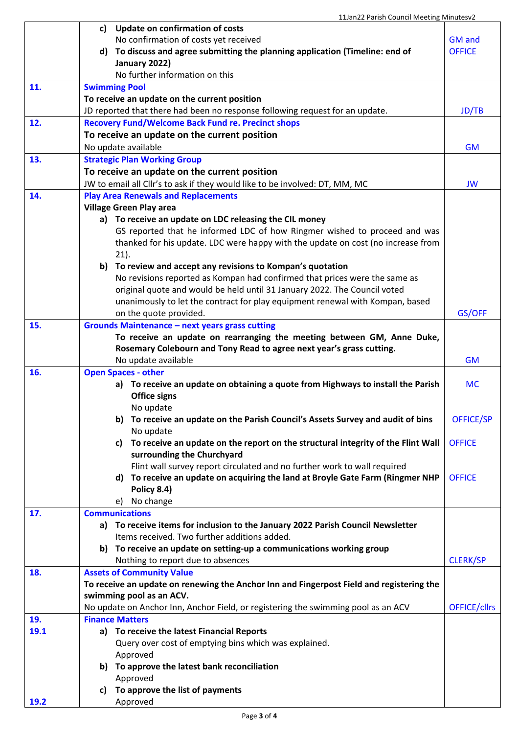| | | |
|---|---|---|
| | **c) Update on confirmation of costs**<br>No confirmation of costs yet received<br>**d) To discuss and agree submitting the planning application (Timeline: end of January 2022)**<br>No further information on this | GM and OFFICE |
| **11.** | **Swimming Pool**<br>**To receive an update on the current position**<br>JD reported that there had been no response following request for an update. | JD/TB |
| **12.** | **Recovery Fund/Welcome Back Fund re. Precinct shops**<br>**To receive an update on the current position**<br>No update available | GM |
| **13.** | **Strategic Plan Working Group**<br>**To receive an update on the current position**<br>JW to email all Cllr's to ask if they would like to be involved: DT, MM, MC | JW |
| **14.** | **Play Area Renewals and Replacements**<br>**Village Green Play area**<br>**a) To receive an update on LDC releasing the CIL money**<br>GS reported that he informed LDC of how Ringmer wished to proceed and was thanked for his update. LDC were happy with the update on cost (no increase from 21).<br>**b) To review and accept any revisions to Kompan's quotation**<br>No revisions reported as Kompan had confirmed that prices were the same as original quote and would be held until 31 January 2022. The Council voted unanimously to let the contract for play equipment renewal with Kompan, based on the quote provided. | GS/OFF |
| **15.** | **Grounds Maintenance – next years grass cutting**<br>**To receive an update on rearranging the meeting between GM, Anne Duke, Rosemary Colebourn and Tony Read to agree next year's grass cutting.**<br>No update available | GM |
| **16.** | **Open Spaces - other**<br>**a) To receive an update on obtaining a quote from Highways to install the Parish Office signs**<br>No update<br>**b) To receive an update on the Parish Council's Assets Survey and audit of bins**<br>No update<br>**c) To receive an update on the report on the structural integrity of the Flint Wall surrounding the Churchyard**<br>Flint wall survey report circulated and no further work to wall required<br>**d) To receive an update on acquiring the land at Broyle Gate Farm (Ringmer NHP Policy 8.4)**<br>e) No change | MC<br><br>OFFICE/SP<br><br>OFFICE<br><br>OFFICE |
| **17.** | **Communications**<br>**a) To receive items for inclusion to the January 2022 Parish Council Newsletter**<br>Items received. Two further additions added.<br>**b) To receive an update on setting-up a communications working group**<br>Nothing to report due to absences | CLERK/SP |
| **18.** | **Assets of Community Value**<br>**To receive an update on renewing the Anchor Inn and Fingerpost Field and registering the swimming pool as an ACV.**<br>No update on Anchor Inn, Anchor Field, or registering the swimming pool as an ACV | OFFICE/cllrs |
| **19.**<br>**19.1**<br><br><br><br><br><br><br>**19.2** | **Finance Matters**<br>**a) To receive the latest Financial Reports**<br>Query over cost of emptying bins which was explained.<br>Approved<br>**b) To approve the latest bank reconciliation**<br>Approved<br>**c) To approve the list of payments**<br>Approved | |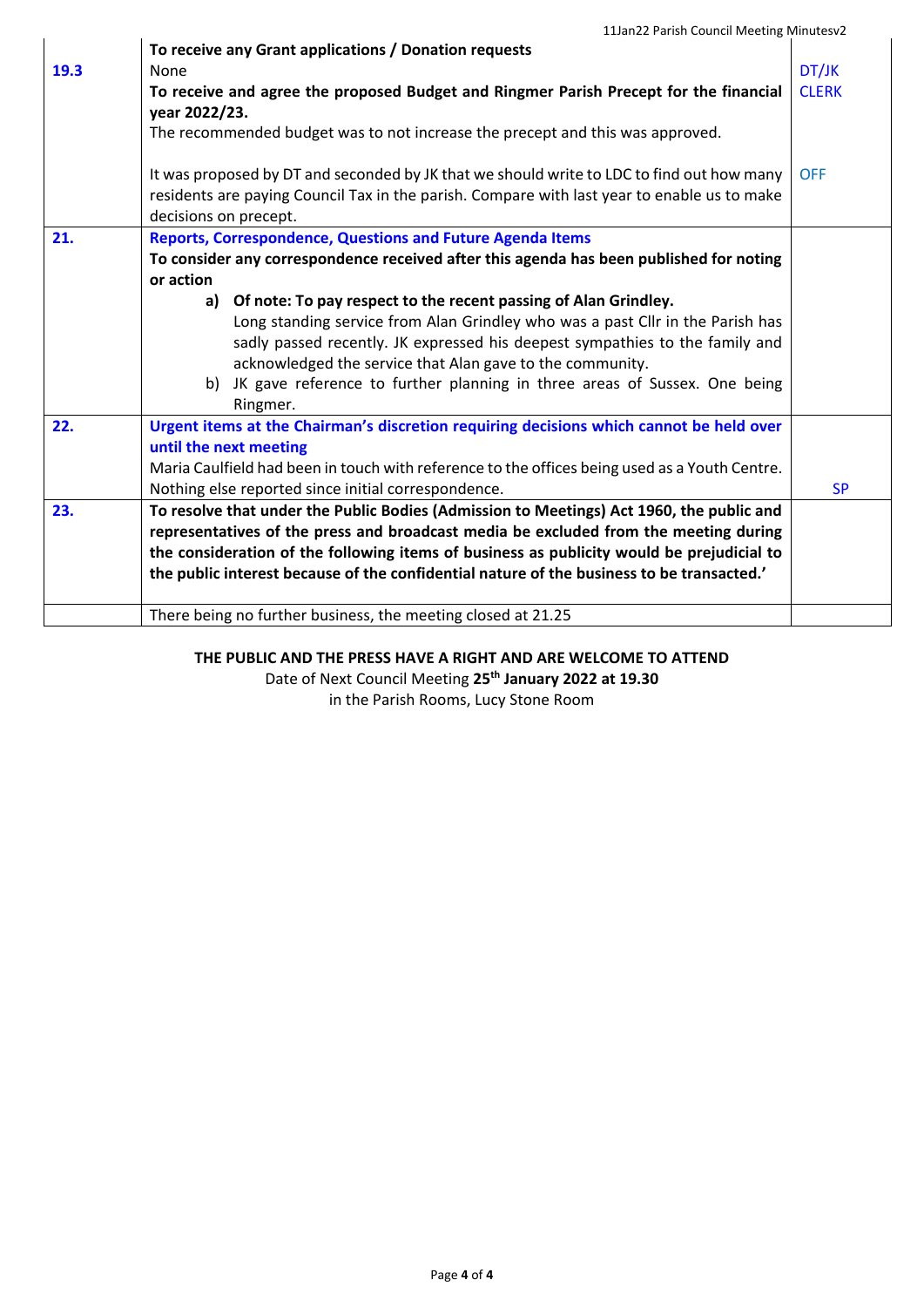| | | |
|---|---|---|
| **19.3** | **To receive any Grant applications / Donation requests**<br>None<br>**To receive and agree the proposed Budget and Ringmer Parish Precept for the financial year 2022/23.**<br>The recommended budget was to not increase the precept and this was approved.<br><br>It was proposed by DT and seconded by JK that we should write to LDC to find out how many residents are paying Council Tax in the parish. Compare with last year to enable us to make decisions on precept. | DT/JK<br>CLERK<br><br><br><br>OFF |
| **21.** | **Reports, Correspondence, Questions and Future Agenda Items**<br>**To consider any correspondence received after this agenda has been published for noting or action**<br>**a) Of note: To pay respect to the recent passing of Alan Grindley.**<br>Long standing service from Alan Grindley who was a past Cllr in the Parish has sadly passed recently. JK expressed his deepest sympathies to the family and acknowledged the service that Alan gave to the community.<br>b) JK gave reference to further planning in three areas of Sussex. One being Ringmer. | |
| **22.** | **Urgent items at the Chairman's discretion requiring decisions which cannot be held over until the next meeting**<br>Maria Caulfield had been in touch with reference to the offices being used as a Youth Centre. Nothing else reported since initial correspondence. | SP |
| **23.** | **To resolve that under the Public Bodies (Admission to Meetings) Act 1960, the public and representatives of the press and broadcast media be excluded from the meeting during the consideration of the following items of business as publicity would be prejudicial to the public interest because of the confidential nature of the business to be transacted.'** | |
| | There being no further business, the meeting closed at 21.25 | |

**THE PUBLIC AND THE PRESS HAVE A RIGHT AND ARE WELCOME TO ATTEND**

Date of Next Council Meeting **25th January 2022 at 19.30**

in the Parish Rooms, Lucy Stone Room